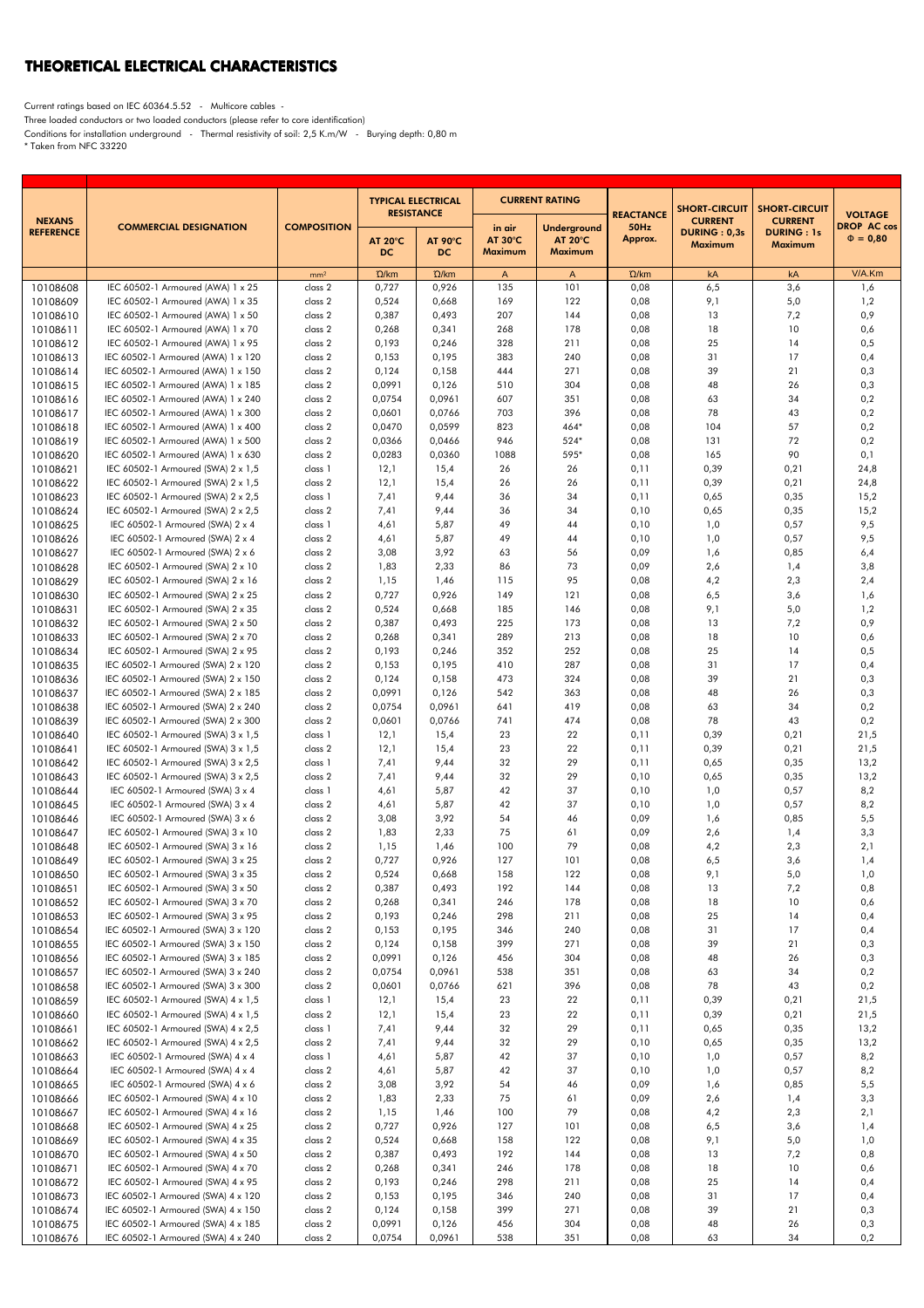# THEORETICAL ELECTRICAL CHARACTERISTICS

Current ratings based on IEC 60364.5.52 - Multicore cables -
Three loaded conductors or two loaded conductors (please refer to core identification)
Conditions for installation underground - Thermal resistivity of soil: 2,5 K.m/W - Burying depth: 0,80 m
* Taken from NFC 33220

| NEXANS REFERENCE | COMMERCIAL DESIGNATION | COMPOSITION | TYPICAL ELECTRICAL RESISTANCE | | CURRENT RATING | | REACTANCE 50Hz Approx. | SHORT-CIRCUIT CURRENT DURING : 0,3s Maximum | SHORT-CIRCUIT CURRENT DURING : 1s Maximum | VOLTAGE DROP AC cos Φ = 0,80 |
|---|---|---|---|---|---|---|---|---|---|---|
| | | | AT 20°C DC | AT 90°C DC | in air AT 30°C Maximum | Underground AT 20°C Maximum | | | | |
| | | mm² | Ω/km | Ω/km | A | A | Ω/km | kA | kA | V/A.Km |
| 10108608 | IEC 60502-1 Armoured (AWA) 1 x 25 | class 2 | 0,727 | 0,926 | 135 | 101 | 0,08 | 6,5 | 3,6 | 1,6 |
| 10108609 | IEC 60502-1 Armoured (AWA) 1 x 35 | class 2 | 0,524 | 0,668 | 169 | 122 | 0,08 | 9,1 | 5,0 | 1,2 |
| 10108610 | IEC 60502-1 Armoured (AWA) 1 x 50 | class 2 | 0,387 | 0,493 | 207 | 144 | 0,08 | 13 | 7,2 | 0,9 |
| 10108611 | IEC 60502-1 Armoured (AWA) 1 x 70 | class 2 | 0,268 | 0,341 | 268 | 178 | 0,08 | 18 | 10 | 0,6 |
| 10108612 | IEC 60502-1 Armoured (AWA) 1 x 95 | class 2 | 0,193 | 0,246 | 328 | 211 | 0,08 | 25 | 14 | 0,5 |
| 10108613 | IEC 60502-1 Armoured (AWA) 1 x 120 | class 2 | 0,153 | 0,195 | 383 | 240 | 0,08 | 31 | 17 | 0,4 |
| 10108614 | IEC 60502-1 Armoured (AWA) 1 x 150 | class 2 | 0,124 | 0,158 | 444 | 271 | 0,08 | 39 | 21 | 0,3 |
| 10108615 | IEC 60502-1 Armoured (AWA) 1 x 185 | class 2 | 0,0991 | 0,126 | 510 | 304 | 0,08 | 48 | 26 | 0,3 |
| 10108616 | IEC 60502-1 Armoured (AWA) 1 x 240 | class 2 | 0,0754 | 0,0961 | 607 | 351 | 0,08 | 63 | 34 | 0,2 |
| 10108617 | IEC 60502-1 Armoured (AWA) 1 x 300 | class 2 | 0,0601 | 0,0766 | 703 | 396 | 0,08 | 78 | 43 | 0,2 |
| 10108618 | IEC 60502-1 Armoured (AWA) 1 x 400 | class 2 | 0,0470 | 0,0599 | 823 | 464* | 0,08 | 104 | 57 | 0,2 |
| 10108619 | IEC 60502-1 Armoured (AWA) 1 x 500 | class 2 | 0,0366 | 0,0466 | 946 | 524* | 0,08 | 131 | 72 | 0,2 |
| 10108620 | IEC 60502-1 Armoured (AWA) 1 x 630 | class 2 | 0,0283 | 0,0360 | 1088 | 595* | 0,08 | 165 | 90 | 0,1 |
| 10108621 | IEC 60502-1 Armoured (SWA) 2 x 1,5 | class 1 | 12,1 | 15,4 | 26 | 26 | 0,11 | 0,39 | 0,21 | 24,8 |
| 10108622 | IEC 60502-1 Armoured (SWA) 2 x 1,5 | class 2 | 12,1 | 15,4 | 26 | 26 | 0,11 | 0,39 | 0,21 | 24,8 |
| 10108623 | IEC 60502-1 Armoured (SWA) 2 x 2,5 | class 1 | 7,41 | 9,44 | 36 | 34 | 0,11 | 0,65 | 0,35 | 15,2 |
| 10108624 | IEC 60502-1 Armoured (SWA) 2 x 2,5 | class 2 | 7,41 | 9,44 | 36 | 34 | 0,10 | 0,65 | 0,35 | 15,2 |
| 10108625 | IEC 60502-1 Armoured (SWA) 2 x 4 | class 1 | 4,61 | 5,87 | 49 | 44 | 0,10 | 1,0 | 0,57 | 9,5 |
| 10108626 | IEC 60502-1 Armoured (SWA) 2 x 4 | class 2 | 4,61 | 5,87 | 49 | 44 | 0,10 | 1,0 | 0,57 | 9,5 |
| 10108627 | IEC 60502-1 Armoured (SWA) 2 x 6 | class 2 | 3,08 | 3,92 | 63 | 56 | 0,09 | 1,6 | 0,85 | 6,4 |
| 10108628 | IEC 60502-1 Armoured (SWA) 2 x 10 | class 2 | 1,83 | 2,33 | 86 | 73 | 0,09 | 2,6 | 1,4 | 3,8 |
| 10108629 | IEC 60502-1 Armoured (SWA) 2 x 16 | class 2 | 1,15 | 1,46 | 115 | 95 | 0,08 | 4,2 | 2,3 | 2,4 |
| 10108630 | IEC 60502-1 Armoured (SWA) 2 x 25 | class 2 | 0,727 | 0,926 | 149 | 121 | 0,08 | 6,5 | 3,6 | 1,6 |
| 10108631 | IEC 60502-1 Armoured (SWA) 2 x 35 | class 2 | 0,524 | 0,668 | 185 | 146 | 0,08 | 9,1 | 5,0 | 1,2 |
| 10108632 | IEC 60502-1 Armoured (SWA) 2 x 50 | class 2 | 0,387 | 0,493 | 225 | 173 | 0,08 | 13 | 7,2 | 0,9 |
| 10108633 | IEC 60502-1 Armoured (SWA) 2 x 70 | class 2 | 0,268 | 0,341 | 289 | 213 | 0,08 | 18 | 10 | 0,6 |
| 10108634 | IEC 60502-1 Armoured (SWA) 2 x 95 | class 2 | 0,193 | 0,246 | 352 | 252 | 0,08 | 25 | 14 | 0,5 |
| 10108635 | IEC 60502-1 Armoured (SWA) 2 x 120 | class 2 | 0,153 | 0,195 | 410 | 287 | 0,08 | 31 | 17 | 0,4 |
| 10108636 | IEC 60502-1 Armoured (SWA) 2 x 150 | class 2 | 0,124 | 0,158 | 473 | 324 | 0,08 | 39 | 21 | 0,3 |
| 10108637 | IEC 60502-1 Armoured (SWA) 2 x 185 | class 2 | 0,0991 | 0,126 | 542 | 363 | 0,08 | 48 | 26 | 0,3 |
| 10108638 | IEC 60502-1 Armoured (SWA) 2 x 240 | class 2 | 0,0754 | 0,0961 | 641 | 419 | 0,08 | 63 | 34 | 0,2 |
| 10108639 | IEC 60502-1 Armoured (SWA) 2 x 300 | class 2 | 0,0601 | 0,0766 | 741 | 474 | 0,08 | 78 | 43 | 0,2 |
| 10108640 | IEC 60502-1 Armoured (SWA) 3 x 1,5 | class 1 | 12,1 | 15,4 | 23 | 22 | 0,11 | 0,39 | 0,21 | 21,5 |
| 10108641 | IEC 60502-1 Armoured (SWA) 3 x 1,5 | class 2 | 12,1 | 15,4 | 23 | 22 | 0,11 | 0,39 | 0,21 | 21,5 |
| 10108642 | IEC 60502-1 Armoured (SWA) 3 x 2,5 | class 1 | 7,41 | 9,44 | 32 | 29 | 0,11 | 0,65 | 0,35 | 13,2 |
| 10108643 | IEC 60502-1 Armoured (SWA) 3 x 2,5 | class 2 | 7,41 | 9,44 | 32 | 29 | 0,10 | 0,65 | 0,35 | 13,2 |
| 10108644 | IEC 60502-1 Armoured (SWA) 3 x 4 | class 1 | 4,61 | 5,87 | 42 | 37 | 0,10 | 1,0 | 0,57 | 8,2 |
| 10108645 | IEC 60502-1 Armoured (SWA) 3 x 4 | class 2 | 4,61 | 5,87 | 42 | 37 | 0,10 | 1,0 | 0,57 | 8,2 |
| 10108646 | IEC 60502-1 Armoured (SWA) 3 x 6 | class 2 | 3,08 | 3,92 | 54 | 46 | 0,09 | 1,6 | 0,85 | 5,5 |
| 10108647 | IEC 60502-1 Armoured (SWA) 3 x 10 | class 2 | 1,83 | 2,33 | 75 | 61 | 0,09 | 2,6 | 1,4 | 3,3 |
| 10108648 | IEC 60502-1 Armoured (SWA) 3 x 16 | class 2 | 1,15 | 1,46 | 100 | 79 | 0,08 | 4,2 | 2,3 | 2,1 |
| 10108649 | IEC 60502-1 Armoured (SWA) 3 x 25 | class 2 | 0,727 | 0,926 | 127 | 101 | 0,08 | 6,5 | 3,6 | 1,4 |
| 10108650 | IEC 60502-1 Armoured (SWA) 3 x 35 | class 2 | 0,524 | 0,668 | 158 | 122 | 0,08 | 9,1 | 5,0 | 1,0 |
| 10108651 | IEC 60502-1 Armoured (SWA) 3 x 50 | class 2 | 0,387 | 0,493 | 192 | 144 | 0,08 | 13 | 7,2 | 0,8 |
| 10108652 | IEC 60502-1 Armoured (SWA) 3 x 70 | class 2 | 0,268 | 0,341 | 246 | 178 | 0,08 | 18 | 10 | 0,6 |
| 10108653 | IEC 60502-1 Armoured (SWA) 3 x 95 | class 2 | 0,193 | 0,246 | 298 | 211 | 0,08 | 25 | 14 | 0,4 |
| 10108654 | IEC 60502-1 Armoured (SWA) 3 x 120 | class 2 | 0,153 | 0,195 | 346 | 240 | 0,08 | 31 | 17 | 0,4 |
| 10108655 | IEC 60502-1 Armoured (SWA) 3 x 150 | class 2 | 0,124 | 0,158 | 399 | 271 | 0,08 | 39 | 21 | 0,3 |
| 10108656 | IEC 60502-1 Armoured (SWA) 3 x 185 | class 2 | 0,0991 | 0,126 | 456 | 304 | 0,08 | 48 | 26 | 0,3 |
| 10108657 | IEC 60502-1 Armoured (SWA) 3 x 240 | class 2 | 0,0754 | 0,0961 | 538 | 351 | 0,08 | 63 | 34 | 0,2 |
| 10108658 | IEC 60502-1 Armoured (SWA) 3 x 300 | class 2 | 0,0601 | 0,0766 | 621 | 396 | 0,08 | 78 | 43 | 0,2 |
| 10108659 | IEC 60502-1 Armoured (SWA) 4 x 1,5 | class 1 | 12,1 | 15,4 | 23 | 22 | 0,11 | 0,39 | 0,21 | 21,5 |
| 10108660 | IEC 60502-1 Armoured (SWA) 4 x 1,5 | class 2 | 12,1 | 15,4 | 23 | 22 | 0,11 | 0,39 | 0,21 | 21,5 |
| 10108661 | IEC 60502-1 Armoured (SWA) 4 x 2,5 | class 1 | 7,41 | 9,44 | 32 | 29 | 0,11 | 0,65 | 0,35 | 13,2 |
| 10108662 | IEC 60502-1 Armoured (SWA) 4 x 2,5 | class 2 | 7,41 | 9,44 | 32 | 29 | 0,10 | 0,65 | 0,35 | 13,2 |
| 10108663 | IEC 60502-1 Armoured (SWA) 4 x 4 | class 1 | 4,61 | 5,87 | 42 | 37 | 0,10 | 1,0 | 0,57 | 8,2 |
| 10108664 | IEC 60502-1 Armoured (SWA) 4 x 4 | class 2 | 4,61 | 5,87 | 42 | 37 | 0,10 | 1,0 | 0,57 | 8,2 |
| 10108665 | IEC 60502-1 Armoured (SWA) 4 x 6 | class 2 | 3,08 | 3,92 | 54 | 46 | 0,09 | 1,6 | 0,85 | 5,5 |
| 10108666 | IEC 60502-1 Armoured (SWA) 4 x 10 | class 2 | 1,83 | 2,33 | 75 | 61 | 0,09 | 2,6 | 1,4 | 3,3 |
| 10108667 | IEC 60502-1 Armoured (SWA) 4 x 16 | class 2 | 1,15 | 1,46 | 100 | 79 | 0,08 | 4,2 | 2,3 | 2,1 |
| 10108668 | IEC 60502-1 Armoured (SWA) 4 x 25 | class 2 | 0,727 | 0,926 | 127 | 101 | 0,08 | 6,5 | 3,6 | 1,4 |
| 10108669 | IEC 60502-1 Armoured (SWA) 4 x 35 | class 2 | 0,524 | 0,668 | 158 | 122 | 0,08 | 9,1 | 5,0 | 1,0 |
| 10108670 | IEC 60502-1 Armoured (SWA) 4 x 50 | class 2 | 0,387 | 0,493 | 192 | 144 | 0,08 | 13 | 7,2 | 0,8 |
| 10108671 | IEC 60502-1 Armoured (SWA) 4 x 70 | class 2 | 0,268 | 0,341 | 246 | 178 | 0,08 | 18 | 10 | 0,6 |
| 10108672 | IEC 60502-1 Armoured (SWA) 4 x 95 | class 2 | 0,193 | 0,246 | 298 | 211 | 0,08 | 25 | 14 | 0,4 |
| 10108673 | IEC 60502-1 Armoured (SWA) 4 x 120 | class 2 | 0,153 | 0,195 | 346 | 240 | 0,08 | 31 | 17 | 0,4 |
| 10108674 | IEC 60502-1 Armoured (SWA) 4 x 150 | class 2 | 0,124 | 0,158 | 399 | 271 | 0,08 | 39 | 21 | 0,3 |
| 10108675 | IEC 60502-1 Armoured (SWA) 4 x 185 | class 2 | 0,0991 | 0,126 | 456 | 304 | 0,08 | 48 | 26 | 0,3 |
| 10108676 | IEC 60502-1 Armoured (SWA) 4 x 240 | class 2 | 0,0754 | 0,0961 | 538 | 351 | 0,08 | 63 | 34 | 0,2 |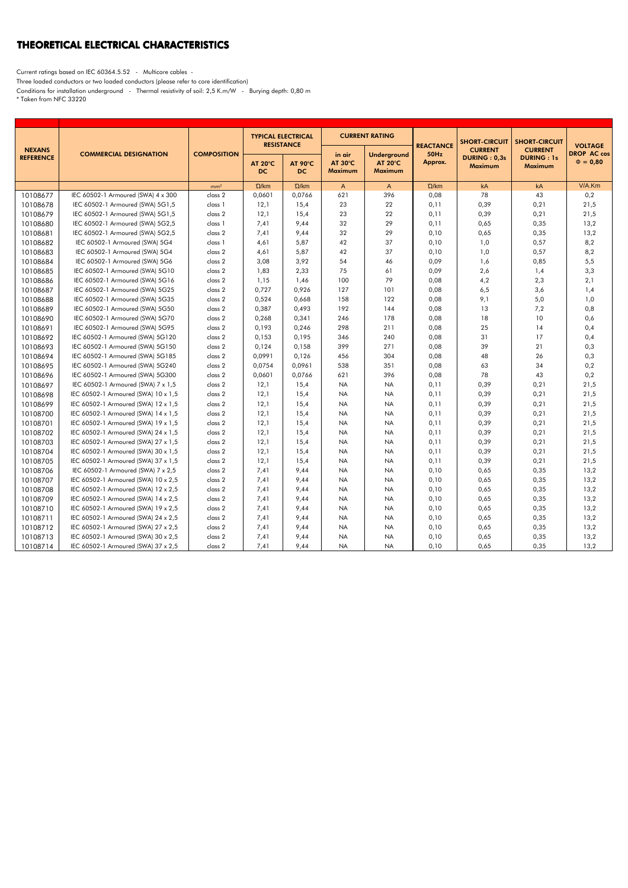# THEORETICAL ELECTRICAL CHARACTERISTICS

Current ratings based on IEC 60364.5.52 - Multicore cables -

Three loaded conductors or two loaded conductors (please refer to core identification)

Conditions for installation underground - Thermal resistivity of soil: 2,5 K.m/W - Burying depth: 0,80 m

\* Taken from NFC 33220

| NEXANS REFERENCE | COMMERCIAL DESIGNATION | COMPOSITION | TYPICAL ELECTRICAL RESISTANCE | | CURRENT RATING | | REACTANCE 50Hz Approx. | SHORT-CIRCUIT CURRENT DURING : 0,3s Maximum | SHORT-CIRCUIT CURRENT DURING : 1s Maximum | VOLTAGE DROP AC cos Φ = 0,80 |
|---|---|---|---|---|---|---|---|---|---|---|
| | | | AT 20°C DC | AT 90°C DC | in air AT 30°C Maximum | Underground AT 20°C Maximum | | | | |
| | | mm² | Ω/km | Ω/km | A | A | Ω/km | kA | kA | V/A.Km |
| 10108677 | IEC 60502-1 Armoured (SWA) 4 x 300 | class 2 | 0,0601 | 0,0766 | 621 | 396 | 0,08 | 78 | 43 | 0,2 |
| 10108678 | IEC 60502-1 Armoured (SWA) 5G1,5 | class 1 | 12,1 | 15,4 | 23 | 22 | 0,11 | 0,39 | 0,21 | 21,5 |
| 10108679 | IEC 60502-1 Armoured (SWA) 5G1,5 | class 2 | 12,1 | 15,4 | 23 | 22 | 0,11 | 0,39 | 0,21 | 21,5 |
| 10108680 | IEC 60502-1 Armoured (SWA) 5G2,5 | class 1 | 7,41 | 9,44 | 32 | 29 | 0,11 | 0,65 | 0,35 | 13,2 |
| 10108681 | IEC 60502-1 Armoured (SWA) 5G2,5 | class 2 | 7,41 | 9,44 | 32 | 29 | 0,10 | 0,65 | 0,35 | 13,2 |
| 10108682 | IEC 60502-1 Armoured (SWA) 5G4 | class 1 | 4,61 | 5,87 | 42 | 37 | 0,10 | 1,0 | 0,57 | 8,2 |
| 10108683 | IEC 60502-1 Armoured (SWA) 5G4 | class 2 | 4,61 | 5,87 | 42 | 37 | 0,10 | 1,0 | 0,57 | 8,2 |
| 10108684 | IEC 60502-1 Armoured (SWA) 5G6 | class 2 | 3,08 | 3,92 | 54 | 46 | 0,09 | 1,6 | 0,85 | 5,5 |
| 10108685 | IEC 60502-1 Armoured (SWA) 5G10 | class 2 | 1,83 | 2,33 | 75 | 61 | 0,09 | 2,6 | 1,4 | 3,3 |
| 10108686 | IEC 60502-1 Armoured (SWA) 5G16 | class 2 | 1,15 | 1,46 | 100 | 79 | 0,08 | 4,2 | 2,3 | 2,1 |
| 10108687 | IEC 60502-1 Armoured (SWA) 5G25 | class 2 | 0,727 | 0,926 | 127 | 101 | 0,08 | 6,5 | 3,6 | 1,4 |
| 10108688 | IEC 60502-1 Armoured (SWA) 5G35 | class 2 | 0,524 | 0,668 | 158 | 122 | 0,08 | 9,1 | 5,0 | 1,0 |
| 10108689 | IEC 60502-1 Armoured (SWA) 5G50 | class 2 | 0,387 | 0,493 | 192 | 144 | 0,08 | 13 | 7,2 | 0,8 |
| 10108690 | IEC 60502-1 Armoured (SWA) 5G70 | class 2 | 0,268 | 0,341 | 246 | 178 | 0,08 | 18 | 10 | 0,6 |
| 10108691 | IEC 60502-1 Armoured (SWA) 5G95 | class 2 | 0,193 | 0,246 | 298 | 211 | 0,08 | 25 | 14 | 0,4 |
| 10108692 | IEC 60502-1 Armoured (SWA) 5G120 | class 2 | 0,153 | 0,195 | 346 | 240 | 0,08 | 31 | 17 | 0,4 |
| 10108693 | IEC 60502-1 Armoured (SWA) 5G150 | class 2 | 0,124 | 0,158 | 399 | 271 | 0,08 | 39 | 21 | 0,3 |
| 10108694 | IEC 60502-1 Armoured (SWA) 5G185 | class 2 | 0,0991 | 0,126 | 456 | 304 | 0,08 | 48 | 26 | 0,3 |
| 10108695 | IEC 60502-1 Armoured (SWA) 5G240 | class 2 | 0,0754 | 0,0961 | 538 | 351 | 0,08 | 63 | 34 | 0,2 |
| 10108696 | IEC 60502-1 Armoured (SWA) 5G300 | class 2 | 0,0601 | 0,0766 | 621 | 396 | 0,08 | 78 | 43 | 0,2 |
| 10108697 | IEC 60502-1 Armoured (SWA) 7 x 1,5 | class 2 | 12,1 | 15,4 | NA | NA | 0,11 | 0,39 | 0,21 | 21,5 |
| 10108698 | IEC 60502-1 Armoured (SWA) 10 x 1,5 | class 2 | 12,1 | 15,4 | NA | NA | 0,11 | 0,39 | 0,21 | 21,5 |
| 10108699 | IEC 60502-1 Armoured (SWA) 12 x 1,5 | class 2 | 12,1 | 15,4 | NA | NA | 0,11 | 0,39 | 0,21 | 21,5 |
| 10108700 | IEC 60502-1 Armoured (SWA) 14 x 1,5 | class 2 | 12,1 | 15,4 | NA | NA | 0,11 | 0,39 | 0,21 | 21,5 |
| 10108701 | IEC 60502-1 Armoured (SWA) 19 x 1,5 | class 2 | 12,1 | 15,4 | NA | NA | 0,11 | 0,39 | 0,21 | 21,5 |
| 10108702 | IEC 60502-1 Armoured (SWA) 24 x 1,5 | class 2 | 12,1 | 15,4 | NA | NA | 0,11 | 0,39 | 0,21 | 21,5 |
| 10108703 | IEC 60502-1 Armoured (SWA) 27 x 1,5 | class 2 | 12,1 | 15,4 | NA | NA | 0,11 | 0,39 | 0,21 | 21,5 |
| 10108704 | IEC 60502-1 Armoured (SWA) 30 x 1,5 | class 2 | 12,1 | 15,4 | NA | NA | 0,11 | 0,39 | 0,21 | 21,5 |
| 10108705 | IEC 60502-1 Armoured (SWA) 37 x 1,5 | class 2 | 12,1 | 15,4 | NA | NA | 0,11 | 0,39 | 0,21 | 21,5 |
| 10108706 | IEC 60502-1 Armoured (SWA) 7 x 2,5 | class 2 | 7,41 | 9,44 | NA | NA | 0,10 | 0,65 | 0,35 | 13,2 |
| 10108707 | IEC 60502-1 Armoured (SWA) 10 x 2,5 | class 2 | 7,41 | 9,44 | NA | NA | 0,10 | 0,65 | 0,35 | 13,2 |
| 10108708 | IEC 60502-1 Armoured (SWA) 12 x 2,5 | class 2 | 7,41 | 9,44 | NA | NA | 0,10 | 0,65 | 0,35 | 13,2 |
| 10108709 | IEC 60502-1 Armoured (SWA) 14 x 2,5 | class 2 | 7,41 | 9,44 | NA | NA | 0,10 | 0,65 | 0,35 | 13,2 |
| 10108710 | IEC 60502-1 Armoured (SWA) 19 x 2,5 | class 2 | 7,41 | 9,44 | NA | NA | 0,10 | 0,65 | 0,35 | 13,2 |
| 10108711 | IEC 60502-1 Armoured (SWA) 24 x 2,5 | class 2 | 7,41 | 9,44 | NA | NA | 0,10 | 0,65 | 0,35 | 13,2 |
| 10108712 | IEC 60502-1 Armoured (SWA) 27 x 2,5 | class 2 | 7,41 | 9,44 | NA | NA | 0,10 | 0,65 | 0,35 | 13,2 |
| 10108713 | IEC 60502-1 Armoured (SWA) 30 x 2,5 | class 2 | 7,41 | 9,44 | NA | NA | 0,10 | 0,65 | 0,35 | 13,2 |
| 10108714 | IEC 60502-1 Armoured (SWA) 37 x 2,5 | class 2 | 7,41 | 9,44 | NA | NA | 0,10 | 0,65 | 0,35 | 13,2 |